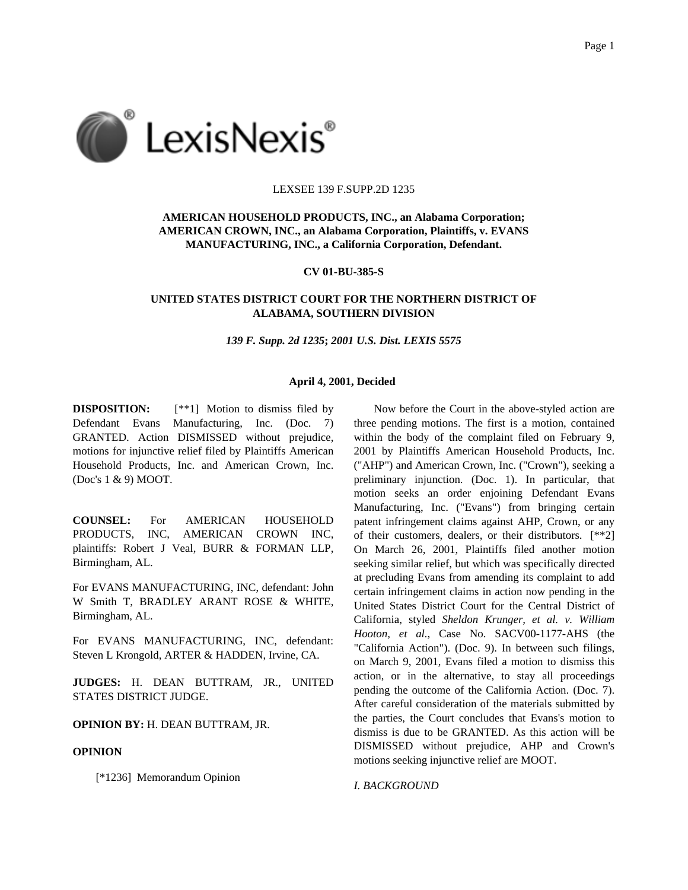LEXSEE 139 F.SUPP.2D 1235

**AMERICAN HOUSEHOLD PRODUCTS, INC., an Alabama Corporation; AMERICAN CROWN, INC., an Alabama Corporation, Plaintiffs, v. EVANS MANUFACTURING, INC., a California Corporation, Defendant.**

**CV 01-BU-385-S**

**UNITED STATES DISTRICT COURT FOR THE NORTHERN DISTRICT OF ALABAMA, SOUTHERN DIVISION**

***139 F. Supp. 2d 1235*; *2001 U.S. Dist. LEXIS 5575***

**April 4, 2001, Decided**

**DISPOSITION:** [**1] Motion to dismiss filed by Defendant Evans Manufacturing, Inc. (Doc. 7) GRANTED. Action DISMISSED without prejudice, motions for injunctive relief filed by Plaintiffs American Household Products, Inc. and American Crown, Inc. (Doc's 1 & 9) MOOT.

**COUNSEL:** For AMERICAN HOUSEHOLD PRODUCTS, INC, AMERICAN CROWN INC, plaintiffs: Robert J Veal, BURR & FORMAN LLP, Birmingham, AL.

For EVANS MANUFACTURING, INC, defendant: John W Smith T, BRADLEY ARANT ROSE & WHITE, Birmingham, AL.

For EVANS MANUFACTURING, INC, defendant: Steven L Krongold, ARTER & HADDEN, Irvine, CA.

**JUDGES:** H. DEAN BUTTRAM, JR., UNITED STATES DISTRICT JUDGE.

**OPINION BY:** H. DEAN BUTTRAM, JR.

**OPINION**

[*1236] Memorandum Opinion

Now before the Court in the above-styled action are three pending motions. The first is a motion, contained within the body of the complaint filed on February 9, 2001 by Plaintiffs American Household Products, Inc. ("AHP") and American Crown, Inc. ("Crown"), seeking a preliminary injunction. (Doc. 1). In particular, that motion seeks an order enjoining Defendant Evans Manufacturing, Inc. ("Evans") from bringing certain patent infringement claims against AHP, Crown, or any of their customers, dealers, or their distributors. [**2] On March 26, 2001, Plaintiffs filed another motion seeking similar relief, but which was specifically directed at precluding Evans from amending its complaint to add certain infringement claims in action now pending in the United States District Court for the Central District of California, styled *Sheldon Krunger, et al. v. William Hooton, et al.,* Case No. SACV00-1177-AHS (the "California Action"). (Doc. 9). In between such filings, on March 9, 2001, Evans filed a motion to dismiss this action, or in the alternative, to stay all proceedings pending the outcome of the California Action. (Doc. 7). After careful consideration of the materials submitted by the parties, the Court concludes that Evans's motion to dismiss is due to be GRANTED. As this action will be DISMISSED without prejudice, AHP and Crown's motions seeking injunctive relief are MOOT.

*I. BACKGROUND*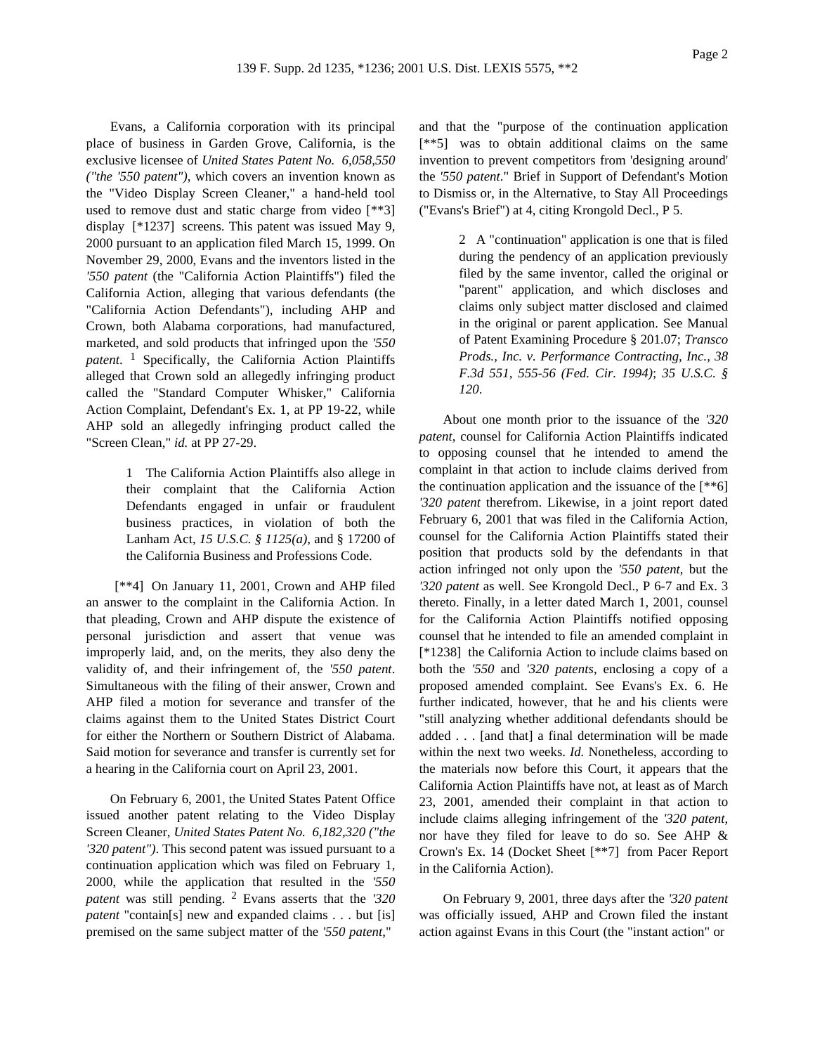Evans, a California corporation with its principal place of business in Garden Grove, California, is the exclusive licensee of *United States Patent No. 6,058,550 ("the '550 patent")*, which covers an invention known as the "Video Display Screen Cleaner," a hand-held tool used to remove dust and static charge from video [**3] display [*1237] screens. This patent was issued May 9, 2000 pursuant to an application filed March 15, 1999. On November 29, 2000, Evans and the inventors listed in the *'550 patent* (the "California Action Plaintiffs") filed the California Action, alleging that various defendants (the "California Action Defendants"), including AHP and Crown, both Alabama corporations, had manufactured, marketed, and sold products that infringed upon the *'550 patent*. [1] Specifically, the California Action Plaintiffs alleged that Crown sold an allegedly infringing product called the "Standard Computer Whisker," California Action Complaint, Defendant's Ex. 1, at PP 19-22, while AHP sold an allegedly infringing product called the "Screen Clean," *id.* at PP 27-29.

> 1 The California Action Plaintiffs also allege in their complaint that the California Action Defendants engaged in unfair or fraudulent business practices, in violation of both the Lanham Act, *15 U.S.C. § 1125(a)*, and § 17200 of the California Business and Professions Code.

[**4] On January 11, 2001, Crown and AHP filed an answer to the complaint in the California Action. In that pleading, Crown and AHP dispute the existence of personal jurisdiction and assert that venue was improperly laid, and, on the merits, they also deny the validity of, and their infringement of, the *'550 patent*. Simultaneous with the filing of their answer, Crown and AHP filed a motion for severance and transfer of the claims against them to the United States District Court for either the Northern or Southern District of Alabama. Said motion for severance and transfer is currently set for a hearing in the California court on April 23, 2001.

On February 6, 2001, the United States Patent Office issued another patent relating to the Video Display Screen Cleaner, *United States Patent No. 6,182,320 ("the '320 patent")*. This second patent was issued pursuant to a continuation application which was filed on February 1, 2000, while the application that resulted in the *'550 patent* was still pending. [2] Evans asserts that the *'320 patent* "contain[s] new and expanded claims . . . but [is] premised on the same subject matter of the *'550 patent*," and that the "purpose of the continuation application [**5] was to obtain additional claims on the same invention to prevent competitors from 'designing around' the *'550 patent*." Brief in Support of Defendant's Motion to Dismiss or, in the Alternative, to Stay All Proceedings ("Evans's Brief") at 4, citing Krongold Decl., P 5.

> 2 A "continuation" application is one that is filed during the pendency of an application previously filed by the same inventor, called the original or "parent" application, and which discloses and claims only subject matter disclosed and claimed in the original or parent application. See Manual of Patent Examining Procedure § 201.07; *Transco Prods., Inc. v. Performance Contracting, Inc., 38 F.3d 551, 555-56 (Fed. Cir. 1994)*; *35 U.S.C. § 120*.

About one month prior to the issuance of the *'320 patent*, counsel for California Action Plaintiffs indicated to opposing counsel that he intended to amend the complaint in that action to include claims derived from the continuation application and the issuance of the [**6] *'320 patent* therefrom. Likewise, in a joint report dated February 6, 2001 that was filed in the California Action, counsel for the California Action Plaintiffs stated their position that products sold by the defendants in that action infringed not only upon the *'550 patent*, but the *'320 patent* as well. See Krongold Decl., P 6-7 and Ex. 3 thereto. Finally, in a letter dated March 1, 2001, counsel for the California Action Plaintiffs notified opposing counsel that he intended to file an amended complaint in [*1238] the California Action to include claims based on both the *'550* and *'320 patents*, enclosing a copy of a proposed amended complaint. See Evans's Ex. 6. He further indicated, however, that he and his clients were "still analyzing whether additional defendants should be added . . . [and that] a final determination will be made within the next two weeks. *Id.* Nonetheless, according to the materials now before this Court, it appears that the California Action Plaintiffs have not, at least as of March 23, 2001, amended their complaint in that action to include claims alleging infringement of the *'320 patent*, nor have they filed for leave to do so. See AHP & Crown's Ex. 14 (Docket Sheet [**7] from Pacer Report in the California Action).

On February 9, 2001, three days after the *'320 patent* was officially issued, AHP and Crown filed the instant action against Evans in this Court (the "instant action" or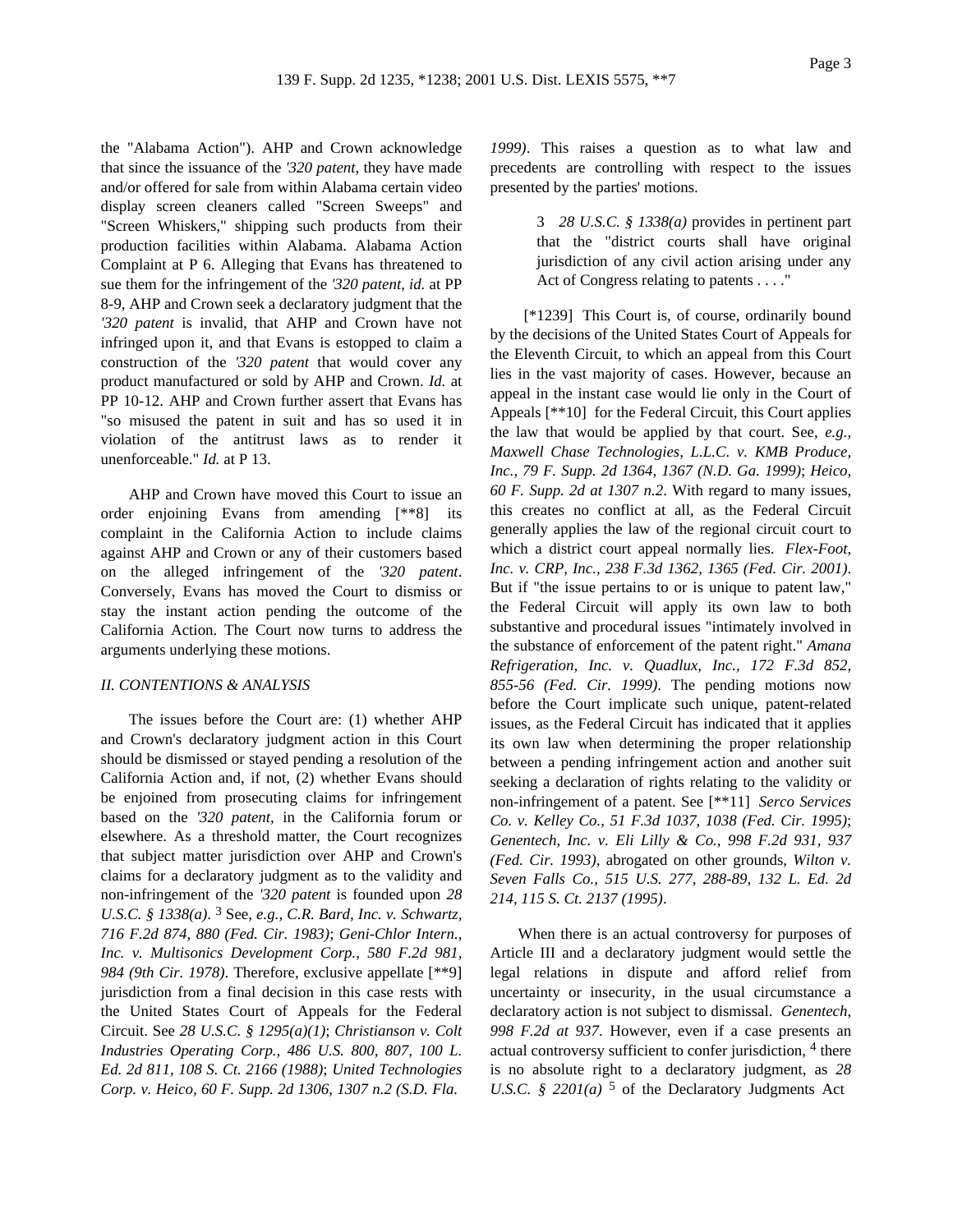the "Alabama Action"). AHP and Crown acknowledge that since the issuance of the *'320 patent*, they have made and/or offered for sale from within Alabama certain video display screen cleaners called "Screen Sweeps" and "Screen Whiskers," shipping such products from their production facilities within Alabama. Alabama Action Complaint at P 6. Alleging that Evans has threatened to sue them for the infringement of the *'320 patent*, *id.* at PP 8-9, AHP and Crown seek a declaratory judgment that the *'320 patent* is invalid, that AHP and Crown have not infringed upon it, and that Evans is estopped to claim a construction of the *'320 patent* that would cover any product manufactured or sold by AHP and Crown. *Id.* at PP 10-12. AHP and Crown further assert that Evans has "so misused the patent in suit and has so used it in violation of the antitrust laws as to render it unenforceable." *Id.* at P 13.

AHP and Crown have moved this Court to issue an order enjoining Evans from amending [**8] its complaint in the California Action to include claims against AHP and Crown or any of their customers based on the alleged infringement of the *'320 patent*. Conversely, Evans has moved the Court to dismiss or stay the instant action pending the outcome of the California Action. The Court now turns to address the arguments underlying these motions.

*II. CONTENTIONS & ANALYSIS*

The issues before the Court are: (1) whether AHP and Crown's declaratory judgment action in this Court should be dismissed or stayed pending a resolution of the California Action and, if not, (2) whether Evans should be enjoined from prosecuting claims for infringement based on the *'320 patent*, in the California forum or elsewhere. As a threshold matter, the Court recognizes that subject matter jurisdiction over AHP and Crown's claims for a declaratory judgment as to the validity and non-infringement of the *'320 patent* is founded upon *28 U.S.C. § 1338(a)*. [3] See, *e.g., C.R. Bard, Inc. v. Schwartz, 716 F.2d 874, 880 (Fed. Cir. 1983)*; *Geni-Chlor Intern., Inc. v. Multisonics Development Corp., 580 F.2d 981, 984 (9th Cir. 1978)*. Therefore, exclusive appellate [**9] jurisdiction from a final decision in this case rests with the United States Court of Appeals for the Federal Circuit. See *28 U.S.C. § 1295(a)(1)*; *Christianson v. Colt Industries Operating Corp., 486 U.S. 800, 807, 100 L. Ed. 2d 811, 108 S. Ct. 2166 (1988)*; *United Technologies Corp. v. Heico, 60 F. Supp. 2d 1306, 1307 n.2 (S.D. Fla. 1999)*. This raises a question as to what law and precedents are controlling with respect to the issues presented by the parties' motions.

> 3 *28 U.S.C. § 1338(a)* provides in pertinent part that the "district courts shall have original jurisdiction of any civil action arising under any Act of Congress relating to patents . . . ."

[*1239] This Court is, of course, ordinarily bound by the decisions of the United States Court of Appeals for the Eleventh Circuit, to which an appeal from this Court lies in the vast majority of cases. However, because an appeal in the instant case would lie only in the Court of Appeals [**10] for the Federal Circuit, this Court applies the law that would be applied by that court. See, *e.g., Maxwell Chase Technologies, L.L.C. v. KMB Produce, Inc., 79 F. Supp. 2d 1364, 1367 (N.D. Ga. 1999)*; *Heico, 60 F. Supp. 2d at 1307 n.2*. With regard to many issues, this creates no conflict at all, as the Federal Circuit generally applies the law of the regional circuit court to which a district court appeal normally lies. *Flex-Foot, Inc. v. CRP, Inc., 238 F.3d 1362, 1365 (Fed. Cir. 2001)*. But if "the issue pertains to or is unique to patent law," the Federal Circuit will apply its own law to both substantive and procedural issues "intimately involved in the substance of enforcement of the patent right." *Amana Refrigeration, Inc. v. Quadlux, Inc., 172 F.3d 852, 855-56 (Fed. Cir. 1999)*. The pending motions now before the Court implicate such unique, patent-related issues, as the Federal Circuit has indicated that it applies its own law when determining the proper relationship between a pending infringement action and another suit seeking a declaration of rights relating to the validity or non-infringement of a patent. See [**11] *Serco Services Co. v. Kelley Co., 51 F.3d 1037, 1038 (Fed. Cir. 1995)*; *Genentech, Inc. v. Eli Lilly & Co., 998 F.2d 931, 937 (Fed. Cir. 1993)*, abrogated on other grounds, *Wilton v. Seven Falls Co., 515 U.S. 277, 288-89, 132 L. Ed. 2d 214, 115 S. Ct. 2137 (1995)*.

When there is an actual controversy for purposes of Article III and a declaratory judgment would settle the legal relations in dispute and afford relief from uncertainty or insecurity, in the usual circumstance a declaratory action is not subject to dismissal. *Genentech, 998 F.2d at 937*. However, even if a case presents an actual controversy sufficient to confer jurisdiction, [4] there is no absolute right to a declaratory judgment, as *28 U.S.C. § 2201(a)* [5] of the Declaratory Judgments Act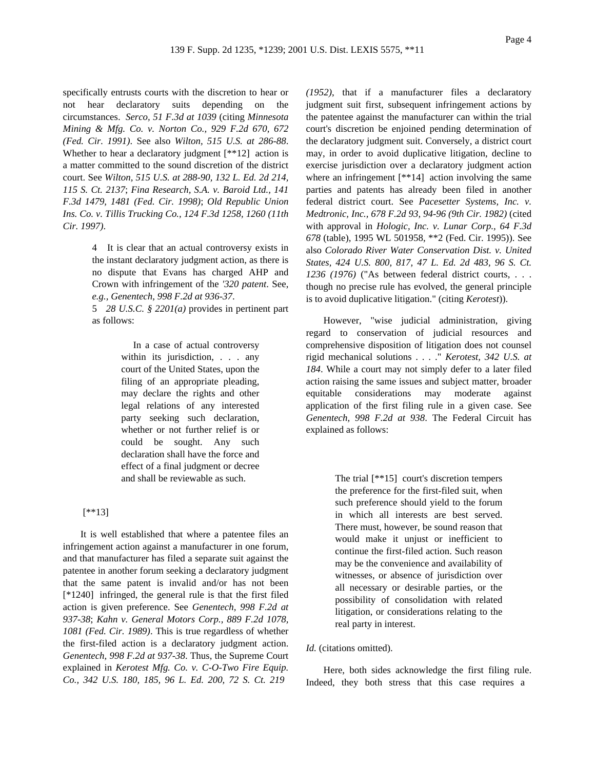specifically entrusts courts with the discretion to hear or not hear declaratory suits depending on the circumstances. *Serco, 51 F.3d at 1039* (citing *Minnesota Mining & Mfg. Co. v. Norton Co., 929 F.2d 670, 672 (Fed. Cir. 1991)*. See also *Wilton, 515 U.S. at 286-88*. Whether to hear a declaratory judgment [**12] action is a matter committed to the sound discretion of the district court. See *Wilton, 515 U.S. at 288-90, 132 L. Ed. 2d 214, 115 S. Ct. 2137*; *Fina Research, S.A. v. Baroid Ltd., 141 F.3d 1479, 1481 (Fed. Cir. 1998)*; *Old Republic Union Ins. Co. v. Tillis Trucking Co., 124 F.3d 1258, 1260 (11th Cir. 1997)*.

> 4 It is clear that an actual controversy exists in the instant declaratory judgment action, as there is no dispute that Evans has charged AHP and Crown with infringement of the *'320 patent*. See, *e.g., Genentech, 998 F.2d at 936-37*.
>
> 5 *28 U.S.C. § 2201(a)* provides in pertinent part as follows:
>
> > In a case of actual controversy within its jurisdiction, . . . any court of the United States, upon the filing of an appropriate pleading, may declare the rights and other legal relations of any interested party seeking such declaration, whether or not further relief is or could be sought. Any such declaration shall have the force and effect of a final judgment or decree and shall be reviewable as such.

[**13]

It is well established that where a patentee files an infringement action against a manufacturer in one forum, and that manufacturer has filed a separate suit against the patentee in another forum seeking a declaratory judgment that the same patent is invalid and/or has not been [*1240] infringed, the general rule is that the first filed action is given preference. See *Genentech, 998 F.2d at 937-38*; *Kahn v. General Motors Corp., 889 F.2d 1078, 1081 (Fed. Cir. 1989)*. This is true regardless of whether the first-filed action is a declaratory judgment action. *Genentech, 998 F.2d at 937-38*. Thus, the Supreme Court explained in *Kerotest Mfg. Co. v. C-O-Two Fire Equip. Co., 342 U.S. 180, 185, 96 L. Ed. 200, 72 S. Ct. 219 (1952)*, that if a manufacturer files a declaratory judgment suit first, subsequent infringement actions by the patentee against the manufacturer can within the trial court's discretion be enjoined pending determination of the declaratory judgment suit. Conversely, a district court may, in order to avoid duplicative litigation, decline to exercise jurisdiction over a declaratory judgment action where an infringement [**14] action involving the same parties and patents has already been filed in another federal district court. See *Pacesetter Systems, Inc. v. Medtronic, Inc., 678 F.2d 93, 94-96 (9th Cir. 1982)* (cited with approval in *Hologic, Inc. v. Lunar Corp., 64 F.3d 678* (table), 1995 WL 501958, **2 (Fed. Cir. 1995)). See also *Colorado River Water Conservation Dist. v. United States, 424 U.S. 800, 817, 47 L. Ed. 2d 483, 96 S. Ct. 1236 (1976)* ("As between federal district courts, . . . though no precise rule has evolved, the general principle is to avoid duplicative litigation." (citing *Kerotest*)).

However, "wise judicial administration, giving regard to conservation of judicial resources and comprehensive disposition of litigation does not counsel rigid mechanical solutions . . . ." *Kerotest, 342 U.S. at 184*. While a court may not simply defer to a later filed action raising the same issues and subject matter, broader equitable considerations may moderate against application of the first filing rule in a given case. See *Genentech, 998 F.2d at 938*. The Federal Circuit has explained as follows:

> The trial [**15] court's discretion tempers the preference for the first-filed suit, when such preference should yield to the forum in which all interests are best served. There must, however, be sound reason that would make it unjust or inefficient to continue the first-filed action. Such reason may be the convenience and availability of witnesses, or absence of jurisdiction over all necessary or desirable parties, or the possibility of consolidation with related litigation, or considerations relating to the real party in interest.

*Id.* (citations omitted).

Here, both sides acknowledge the first filing rule. Indeed, they both stress that this case requires a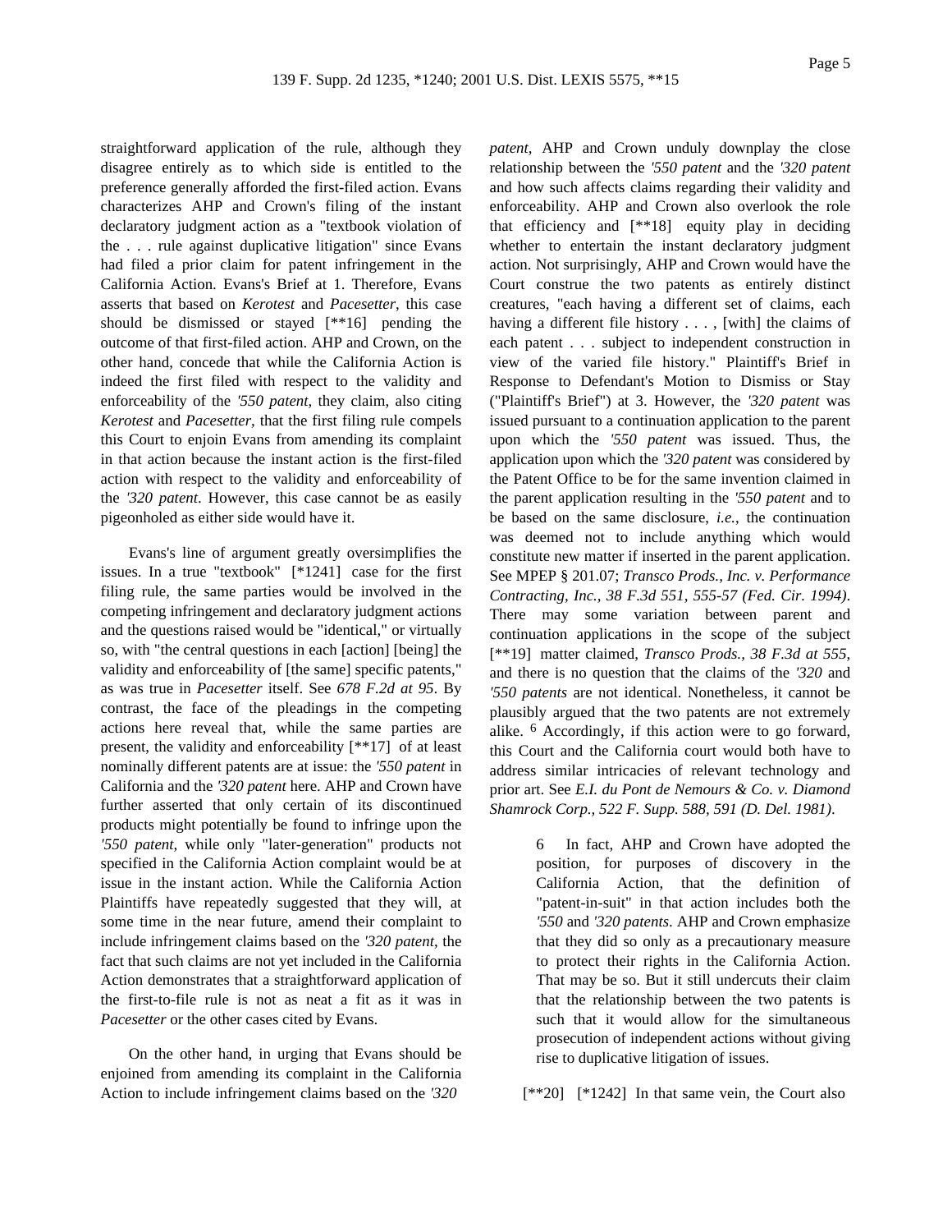straightforward application of the rule, although they disagree entirely as to which side is entitled to the preference generally afforded the first-filed action. Evans characterizes AHP and Crown's filing of the instant declaratory judgment action as a "textbook violation of the . . . rule against duplicative litigation" since Evans had filed a prior claim for patent infringement in the California Action. Evans's Brief at 1. Therefore, Evans asserts that based on *Kerotest* and *Pacesetter*, this case should be dismissed or stayed [**16] pending the outcome of that first-filed action. AHP and Crown, on the other hand, concede that while the California Action is indeed the first filed with respect to the validity and enforceability of the *'550 patent*, they claim, also citing *Kerotest* and *Pacesetter*, that the first filing rule compels this Court to enjoin Evans from amending its complaint in that action because the instant action is the first-filed action with respect to the validity and enforceability of the *'320 patent*. However, this case cannot be as easily pigeonholed as either side would have it.

Evans's line of argument greatly oversimplifies the issues. In a true "textbook" [*1241] case for the first filing rule, the same parties would be involved in the competing infringement and declaratory judgment actions and the questions raised would be "identical," or virtually so, with "the central questions in each [action] [being] the validity and enforceability of [the same] specific patents," as was true in *Pacesetter* itself. See *678 F.2d at 95*. By contrast, the face of the pleadings in the competing actions here reveal that, while the same parties are present, the validity and enforceability [**17] of at least nominally different patents are at issue: the *'550 patent* in California and the *'320 patent* here. AHP and Crown have further asserted that only certain of its discontinued products might potentially be found to infringe upon the *'550 patent*, while only "later-generation" products not specified in the California Action complaint would be at issue in the instant action. While the California Action Plaintiffs have repeatedly suggested that they will, at some time in the near future, amend their complaint to include infringement claims based on the *'320 patent*, the fact that such claims are not yet included in the California Action demonstrates that a straightforward application of the first-to-file rule is not as neat a fit as it was in *Pacesetter* or the other cases cited by Evans.

On the other hand, in urging that Evans should be enjoined from amending its complaint in the California Action to include infringement claims based on the *'320 patent*, AHP and Crown unduly downplay the close relationship between the *'550 patent* and the *'320 patent* and how such affects claims regarding their validity and enforceability. AHP and Crown also overlook the role that efficiency and [**18] equity play in deciding whether to entertain the instant declaratory judgment action. Not surprisingly, AHP and Crown would have the Court construe the two patents as entirely distinct creatures, "each having a different set of claims, each having a different file history . . . , [with] the claims of each patent . . . subject to independent construction in view of the varied file history." Plaintiff's Brief in Response to Defendant's Motion to Dismiss or Stay ("Plaintiff's Brief") at 3. However, the *'320 patent* was issued pursuant to a continuation application to the parent upon which the *'550 patent* was issued. Thus, the application upon which the *'320 patent* was considered by the Patent Office to be for the same invention claimed in the parent application resulting in the *'550 patent* and to be based on the same disclosure, *i.e.*, the continuation was deemed not to include anything which would constitute new matter if inserted in the parent application. See MPEP § 201.07; *Transco Prods., Inc. v. Performance Contracting, Inc., 38 F.3d 551, 555-57 (Fed. Cir. 1994)*. There may some variation between parent and continuation applications in the scope of the subject [**19] matter claimed, *Transco Prods., 38 F.3d at 555*, and there is no question that the claims of the *'320* and *'550 patents* are not identical. Nonetheless, it cannot be plausibly argued that the two patents are not extremely alike. [6] Accordingly, if this action were to go forward, this Court and the California court would both have to address similar intricacies of relevant technology and prior art. See *E.I. du Pont de Nemours & Co. v. Diamond Shamrock Corp., 522 F. Supp. 588, 591 (D. Del. 1981)*.

> 6 In fact, AHP and Crown have adopted the position, for purposes of discovery in the California Action, that the definition of "patent-in-suit" in that action includes both the *'550* and *'320 patents*. AHP and Crown emphasize that they did so only as a precautionary measure to protect their rights in the California Action. That may be so. But it still undercuts their claim that the relationship between the two patents is such that it would allow for the simultaneous prosecution of independent actions without giving rise to duplicative litigation of issues.

[**20] [*1242] In that same vein, the Court also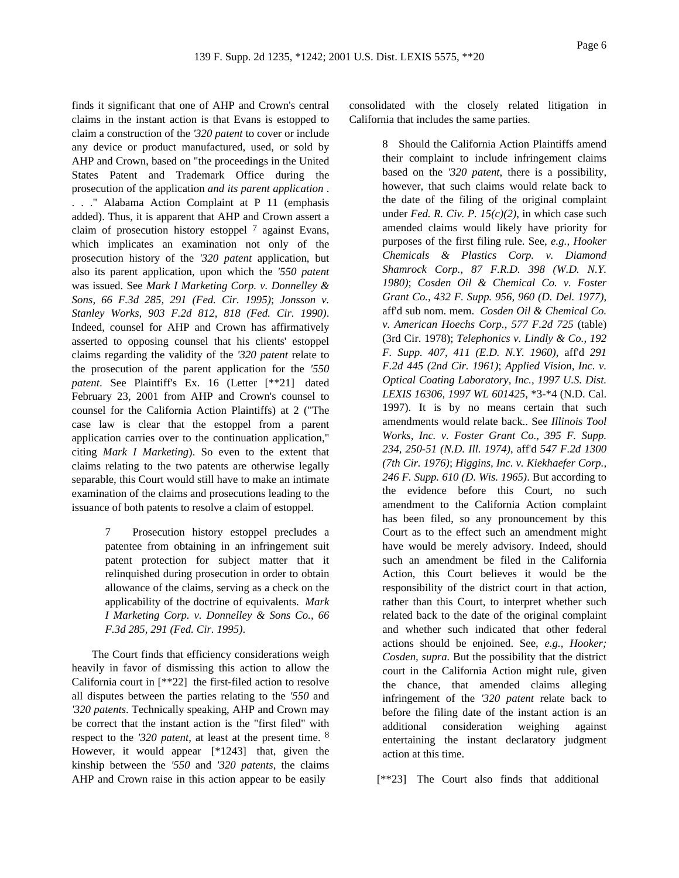finds it significant that one of AHP and Crown's central claims in the instant action is that Evans is estopped to claim a construction of the *'320 patent* to cover or include any device or product manufactured, used, or sold by AHP and Crown, based on "the proceedings in the United States Patent and Trademark Office during the prosecution of the application *and its parent application* . . . ." Alabama Action Complaint at P 11 (emphasis added). Thus, it is apparent that AHP and Crown assert a claim of prosecution history estoppel [7] against Evans, which implicates an examination not only of the prosecution history of the *'320 patent* application, but also its parent application, upon which the *'550 patent* was issued. See *Mark I Marketing Corp. v. Donnelley & Sons, 66 F.3d 285, 291 (Fed. Cir. 1995)*; *Jonsson v. Stanley Works, 903 F.2d 812, 818 (Fed. Cir. 1990)*. Indeed, counsel for AHP and Crown has affirmatively asserted to opposing counsel that his clients' estoppel claims regarding the validity of the *'320 patent* relate to the prosecution of the parent application for the *'550 patent*. See Plaintiff's Ex. 16 (Letter [**21] dated February 23, 2001 from AHP and Crown's counsel to counsel for the California Action Plaintiffs) at 2 ("The case law is clear that the estoppel from a parent application carries over to the continuation application," citing *Mark I Marketing*). So even to the extent that claims relating to the two patents are otherwise legally separable, this Court would still have to make an intimate examination of the claims and prosecutions leading to the issuance of both patents to resolve a claim of estoppel.

> 7 Prosecution history estoppel precludes a patentee from obtaining in an infringement suit patent protection for subject matter that it relinquished during prosecution in order to obtain allowance of the claims, serving as a check on the applicability of the doctrine of equivalents. *Mark I Marketing Corp. v. Donnelley & Sons Co., 66 F.3d 285, 291 (Fed. Cir. 1995)*.

The Court finds that efficiency considerations weigh heavily in favor of dismissing this action to allow the California court in [**22] the first-filed action to resolve all disputes between the parties relating to the *'550* and *'320 patents*. Technically speaking, AHP and Crown may be correct that the instant action is the "first filed" with respect to the *'320 patent*, at least at the present time. [8] However, it would appear [*1243] that, given the kinship between the *'550* and *'320 patents*, the claims AHP and Crown raise in this action appear to be easily consolidated with the closely related litigation in California that includes the same parties.

> 8 Should the California Action Plaintiffs amend their complaint to include infringement claims based on the *'320 patent*, there is a possibility, however, that such claims would relate back to the date of the filing of the original complaint under *Fed. R. Civ. P. 15(c)(2)*, in which case such amended claims would likely have priority for purposes of the first filing rule. See, *e.g., Hooker Chemicals & Plastics Corp. v. Diamond Shamrock Corp., 87 F.R.D. 398 (W.D. N.Y. 1980)*; *Cosden Oil & Chemical Co. v. Foster Grant Co., 432 F. Supp. 956, 960 (D. Del. 1977)*, aff'd sub nom. mem. *Cosden Oil & Chemical Co. v. American Hoechs Corp., 577 F.2d 725* (table) (3rd Cir. 1978); *Telephonics v. Lindly & Co., 192 F. Supp. 407, 411 (E.D. N.Y. 1960)*, aff'd *291 F.2d 445 (2nd Cir. 1961)*; *Applied Vision, Inc. v. Optical Coating Laboratory, Inc., 1997 U.S. Dist. LEXIS 16306, 1997 WL 601425*, *3-*4 (N.D. Cal. 1997). It is by no means certain that such amendments would relate back.. See *Illinois Tool Works, Inc. v. Foster Grant Co., 395 F. Supp. 234, 250-51 (N.D. Ill. 1974)*, aff'd *547 F.2d 1300 (7th Cir. 1976)*; *Higgins, Inc. v. Kiekhaefer Corp., 246 F. Supp. 610 (D. Wis. 1965)*. But according to the evidence before this Court, no such amendment to the California Action complaint has been filed, so any pronouncement by this Court as to the effect such an amendment might have would be merely advisory. Indeed, should such an amendment be filed in the California Action, this Court believes it would be the responsibility of the district court in that action, rather than this Court, to interpret whether such related back to the date of the original complaint and whether such indicated that other federal actions should be enjoined. See, *e.g., Hooker; Cosden, supra.* But the possibility that the district court in the California Action might rule, given the chance, that amended claims alleging infringement of the *'320 patent* relate back to before the filing date of the instant action is an additional consideration weighing against entertaining the instant declaratory judgment action at this time.

[**23] The Court also finds that additional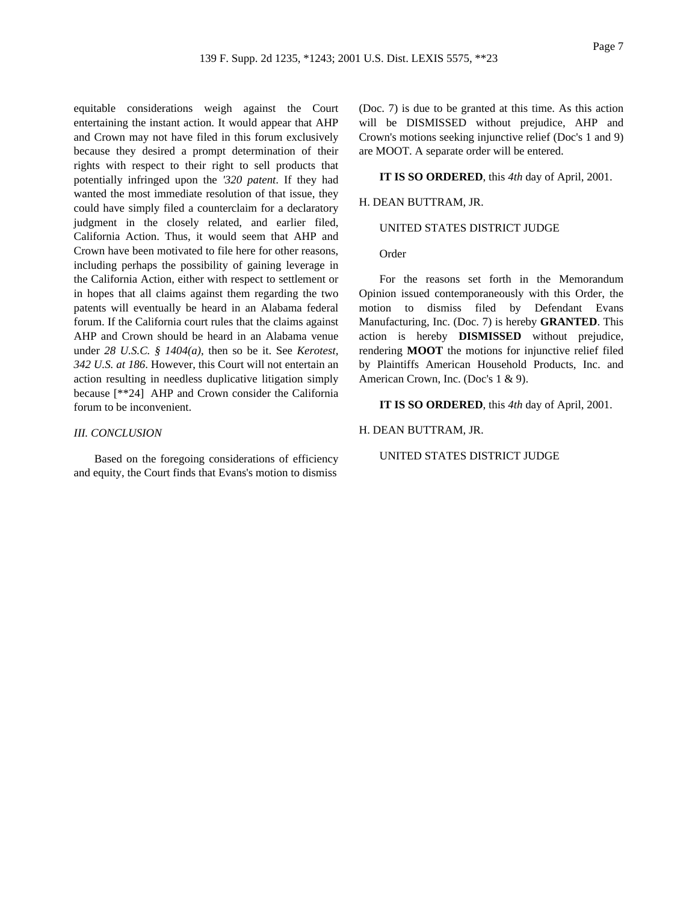equitable considerations weigh against the Court entertaining the instant action. It would appear that AHP and Crown may not have filed in this forum exclusively because they desired a prompt determination of their rights with respect to their right to sell products that potentially infringed upon the *'320 patent*. If they had wanted the most immediate resolution of that issue, they could have simply filed a counterclaim for a declaratory judgment in the closely related, and earlier filed, California Action. Thus, it would seem that AHP and Crown have been motivated to file here for other reasons, including perhaps the possibility of gaining leverage in the California Action, either with respect to settlement or in hopes that all claims against them regarding the two patents will eventually be heard in an Alabama federal forum. If the California court rules that the claims against AHP and Crown should be heard in an Alabama venue under *28 U.S.C. § 1404(a)*, then so be it. See *Kerotest, 342 U.S. at 186*. However, this Court will not entertain an action resulting in needless duplicative litigation simply because [**24] AHP and Crown consider the California forum to be inconvenient.

*III. CONCLUSION*

Based on the foregoing considerations of efficiency and equity, the Court finds that Evans's motion to dismiss (Doc. 7) is due to be granted at this time. As this action will be DISMISSED without prejudice, AHP and Crown's motions seeking injunctive relief (Doc's 1 and 9) are MOOT. A separate order will be entered.

**IT IS SO ORDERED**, this *4th* day of April, 2001.

H. DEAN BUTTRAM, JR.

UNITED STATES DISTRICT JUDGE

Order

For the reasons set forth in the Memorandum Opinion issued contemporaneously with this Order, the motion to dismiss filed by Defendant Evans Manufacturing, Inc. (Doc. 7) is hereby **GRANTED**. This action is hereby **DISMISSED** without prejudice, rendering **MOOT** the motions for injunctive relief filed by Plaintiffs American Household Products, Inc. and American Crown, Inc. (Doc's 1 & 9).

**IT IS SO ORDERED**, this *4th* day of April, 2001.

H. DEAN BUTTRAM, JR.

UNITED STATES DISTRICT JUDGE